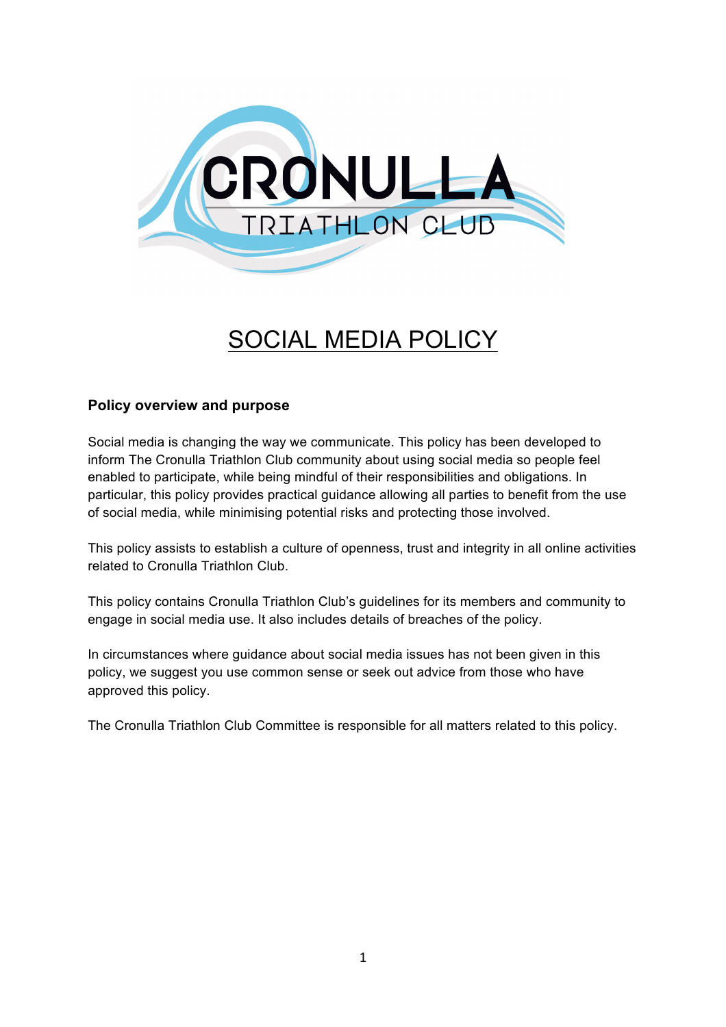# SOCIAL MEDIA POLICY

## Policy overview and purpose

Social media is changing the way we communicate. This policy has been developed to inform The Cronulla Triathlon Club community about using social media so people feel enabled to participate, while being mindful of their responsibilities and obligations. In particular, this policy provides practical guidance allowing all parties to benefit from the use of social media, while minimising potential risks and protecting those involved.

This policy assists to establish a culture of openness, trust and integrity in all online activities related to Cronulla Triathlon Club.

This policy contains Cronulla Triathlon Club's guidelines for its members and community to engage in social media use. It also includes details of breaches of the policy.

In circumstances where guidance about social media issues has not been given in this policy, we suggest you use common sense or seek out advice from those who have approved this policy.

The Cronulla Triathlon Club Committee is responsible for all matters related to this policy.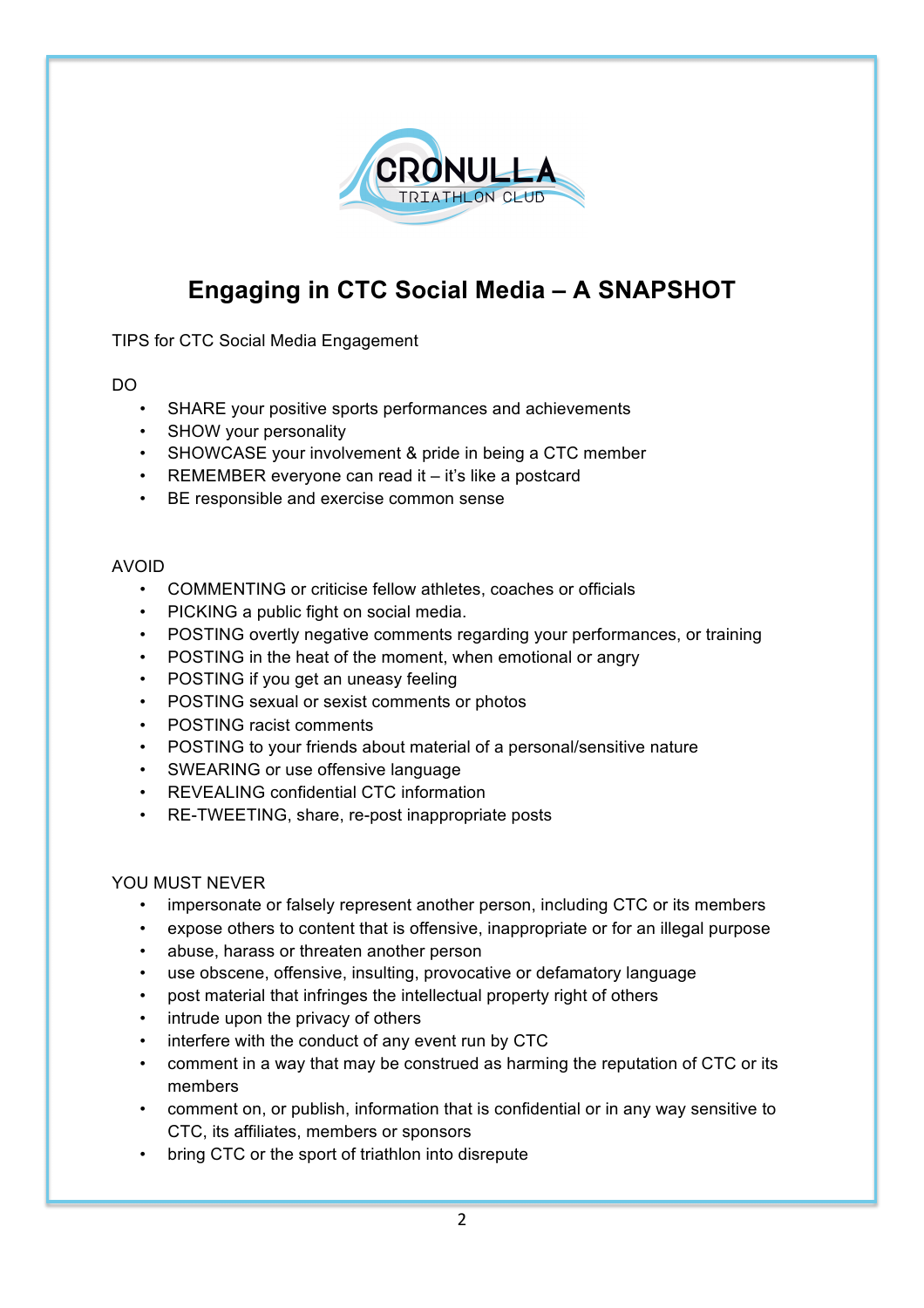# Engaging in CTC Social Media – A SNAPSHOT

TIPS for CTC Social Media Engagement

DO

- SHARE your positive sports performances and achievements
- SHOW your personality
- SHOWCASE your involvement & pride in being a CTC member
- REMEMBER everyone can read it – it's like a postcard
- BE responsible and exercise common sense

AVOID

- COMMENTING or criticise fellow athletes, coaches or officials
- PICKING a public fight on social media.
- POSTING overtly negative comments regarding your performances, or training
- POSTING in the heat of the moment, when emotional or angry
- POSTING if you get an uneasy feeling
- POSTING sexual or sexist comments or photos
- POSTING racist comments
- POSTING to your friends about material of a personal/sensitive nature
- SWEARING or use offensive language
- REVEALING confidential CTC information
- RE-TWEETING, share, re-post inappropriate posts

YOU MUST NEVER

- impersonate or falsely represent another person, including CTC or its members
- expose others to content that is offensive, inappropriate or for an illegal purpose
- abuse, harass or threaten another person
- use obscene, offensive, insulting, provocative or defamatory language
- post material that infringes the intellectual property right of others
- intrude upon the privacy of others
- interfere with the conduct of any event run by CTC
- comment in a way that may be construed as harming the reputation of CTC or its members
- comment on, or publish, information that is confidential or in any way sensitive to CTC, its affiliates, members or sponsors
- bring CTC or the sport of triathlon into disrepute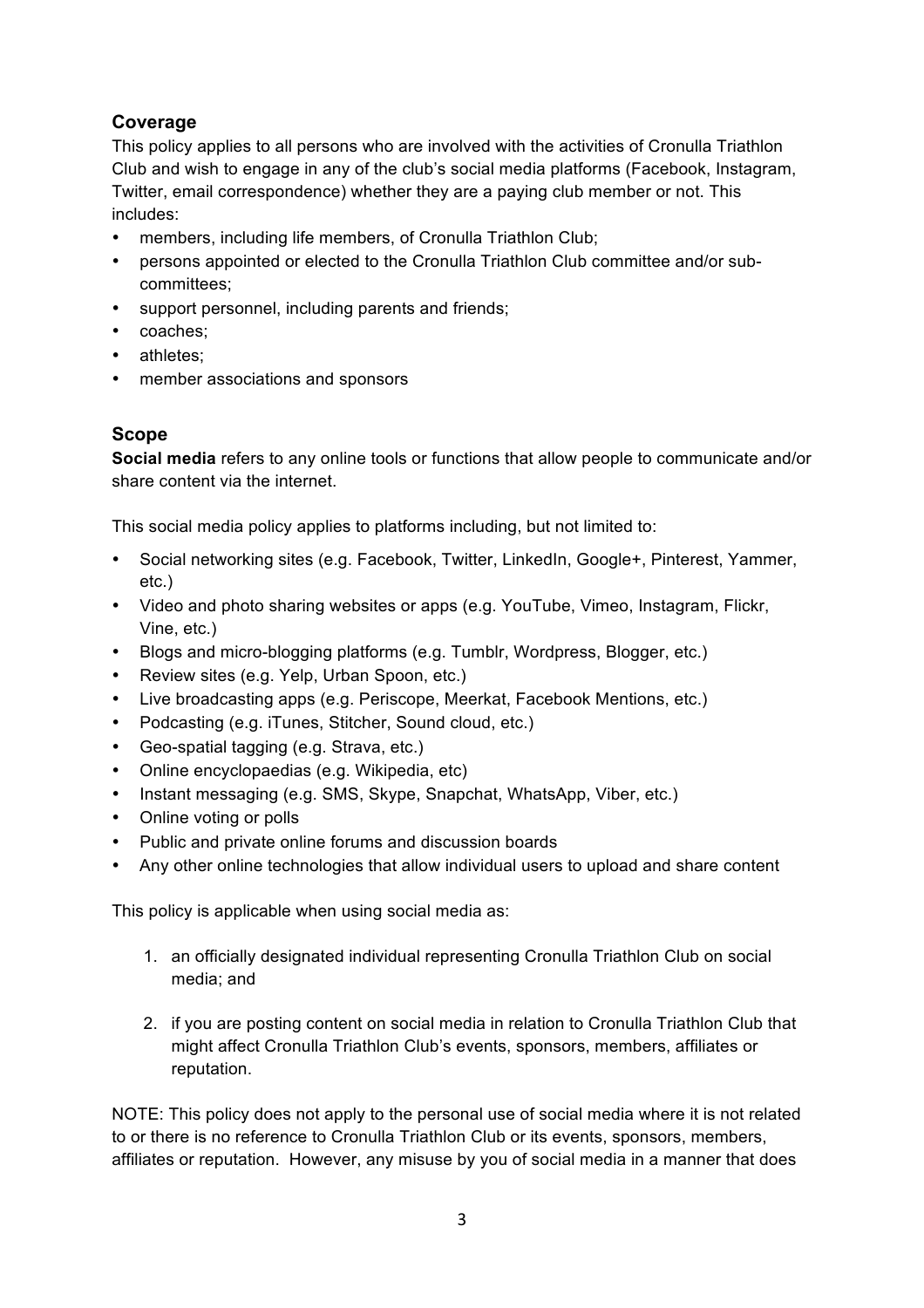## Coverage

This policy applies to all persons who are involved with the activities of Cronulla Triathlon Club and wish to engage in any of the club's social media platforms (Facebook, Instagram, Twitter, email correspondence) whether they are a paying club member or not. This includes:

- members, including life members, of Cronulla Triathlon Club;
- persons appointed or elected to the Cronulla Triathlon Club committee and/or sub-committees;
- support personnel, including parents and friends;
- coaches;
- athletes;
- member associations and sponsors

## Scope

**Social media** refers to any online tools or functions that allow people to communicate and/or share content via the internet.

This social media policy applies to platforms including, but not limited to:

- Social networking sites (e.g. Facebook, Twitter, LinkedIn, Google+, Pinterest, Yammer, etc.)
- Video and photo sharing websites or apps (e.g. YouTube, Vimeo, Instagram, Flickr, Vine, etc.)
- Blogs and micro-blogging platforms (e.g. Tumblr, Wordpress, Blogger, etc.)
- Review sites (e.g. Yelp, Urban Spoon, etc.)
- Live broadcasting apps (e.g. Periscope, Meerkat, Facebook Mentions, etc.)
- Podcasting (e.g. iTunes, Stitcher, Sound cloud, etc.)
- Geo-spatial tagging (e.g. Strava, etc.)
- Online encyclopaedias (e.g. Wikipedia, etc)
- Instant messaging (e.g. SMS, Skype, Snapchat, WhatsApp, Viber, etc.)
- Online voting or polls
- Public and private online forums and discussion boards
- Any other online technologies that allow individual users to upload and share content

This policy is applicable when using social media as:

1. an officially designated individual representing Cronulla Triathlon Club on social media; and
2. if you are posting content on social media in relation to Cronulla Triathlon Club that might affect Cronulla Triathlon Club's events, sponsors, members, affiliates or reputation.

NOTE: This policy does not apply to the personal use of social media where it is not related to or there is no reference to Cronulla Triathlon Club or its events, sponsors, members, affiliates or reputation. However, any misuse by you of social media in a manner that does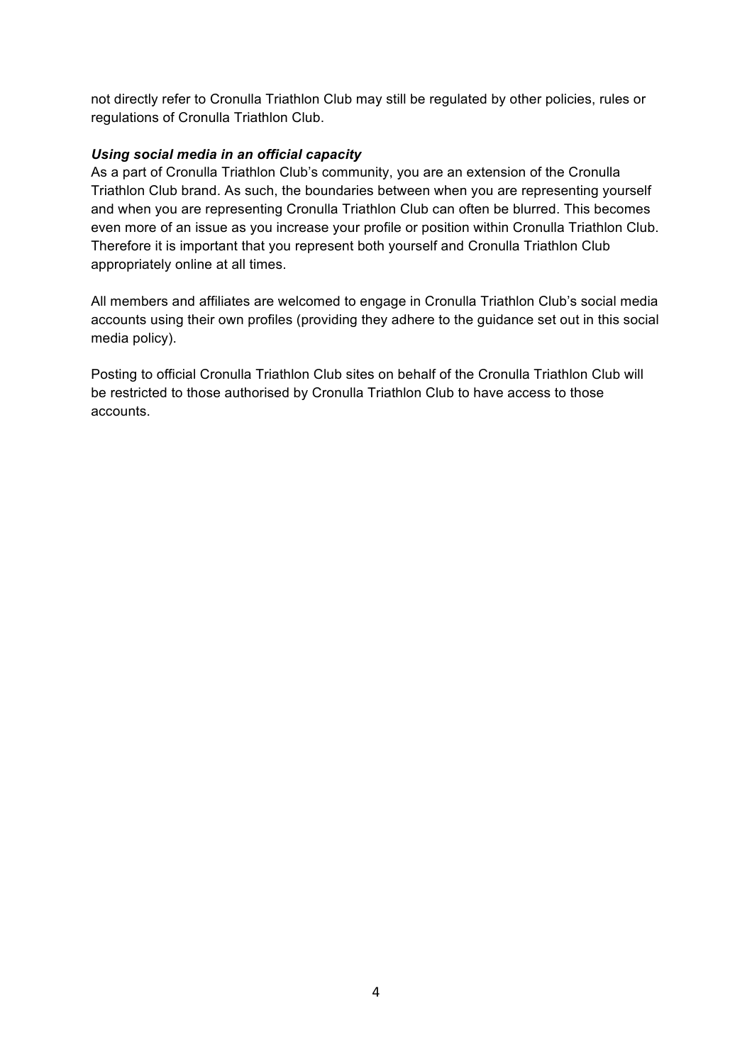not directly refer to Cronulla Triathlon Club may still be regulated by other policies, rules or regulations of Cronulla Triathlon Club.

***Using social media in an official capacity***

As a part of Cronulla Triathlon Club's community, you are an extension of the Cronulla Triathlon Club brand. As such, the boundaries between when you are representing yourself and when you are representing Cronulla Triathlon Club can often be blurred. This becomes even more of an issue as you increase your profile or position within Cronulla Triathlon Club. Therefore it is important that you represent both yourself and Cronulla Triathlon Club appropriately online at all times.

All members and affiliates are welcomed to engage in Cronulla Triathlon Club's social media accounts using their own profiles (providing they adhere to the guidance set out in this social media policy).

Posting to official Cronulla Triathlon Club sites on behalf of the Cronulla Triathlon Club will be restricted to those authorised by Cronulla Triathlon Club to have access to those accounts.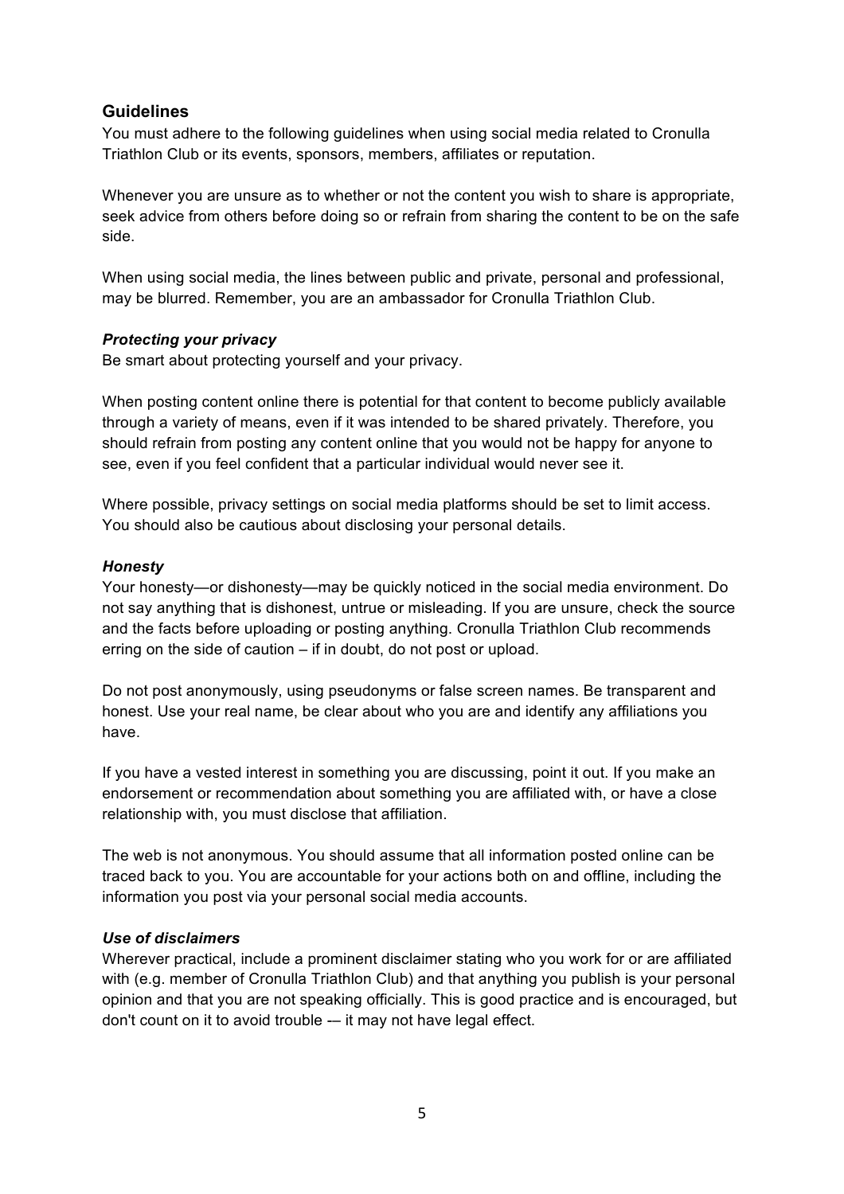## Guidelines

You must adhere to the following guidelines when using social media related to Cronulla Triathlon Club or its events, sponsors, members, affiliates or reputation.

Whenever you are unsure as to whether or not the content you wish to share is appropriate, seek advice from others before doing so or refrain from sharing the content to be on the safe side.

When using social media, the lines between public and private, personal and professional, may be blurred. Remember, you are an ambassador for Cronulla Triathlon Club.

### *Protecting your privacy*

Be smart about protecting yourself and your privacy.

When posting content online there is potential for that content to become publicly available through a variety of means, even if it was intended to be shared privately. Therefore, you should refrain from posting any content online that you would not be happy for anyone to see, even if you feel confident that a particular individual would never see it.

Where possible, privacy settings on social media platforms should be set to limit access. You should also be cautious about disclosing your personal details.

### *Honesty*

Your honesty—or dishonesty—may be quickly noticed in the social media environment. Do not say anything that is dishonest, untrue or misleading. If you are unsure, check the source and the facts before uploading or posting anything. Cronulla Triathlon Club recommends erring on the side of caution – if in doubt, do not post or upload.

Do not post anonymously, using pseudonyms or false screen names. Be transparent and honest. Use your real name, be clear about who you are and identify any affiliations you have.

If you have a vested interest in something you are discussing, point it out. If you make an endorsement or recommendation about something you are affiliated with, or have a close relationship with, you must disclose that affiliation.

The web is not anonymous. You should assume that all information posted online can be traced back to you. You are accountable for your actions both on and offline, including the information you post via your personal social media accounts.

### *Use of disclaimers*

Wherever practical, include a prominent disclaimer stating who you work for or are affiliated with (e.g. member of Cronulla Triathlon Club) and that anything you publish is your personal opinion and that you are not speaking officially. This is good practice and is encouraged, but don't count on it to avoid trouble -– it may not have legal effect.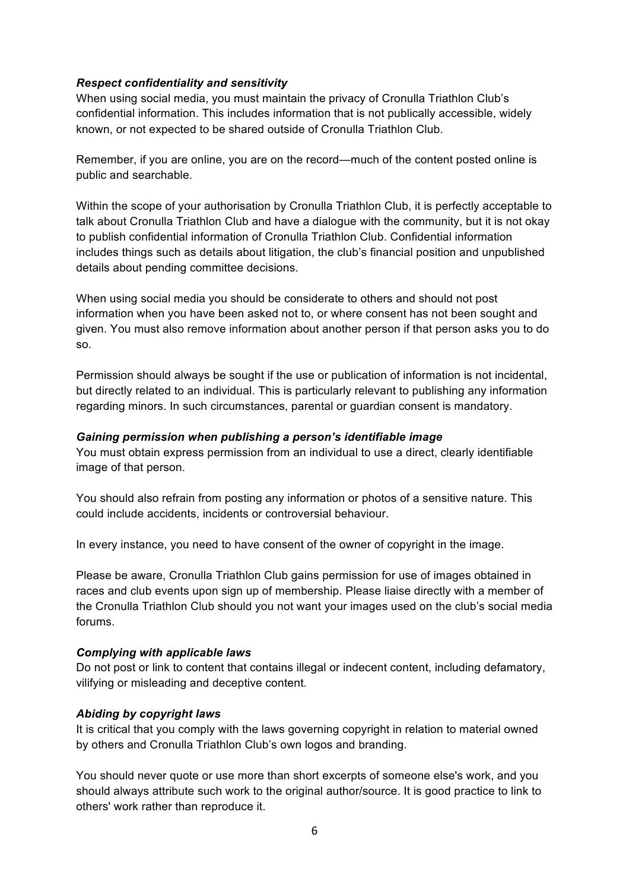***Respect confidentiality and sensitivity***

When using social media, you must maintain the privacy of Cronulla Triathlon Club's confidential information. This includes information that is not publically accessible, widely known, or not expected to be shared outside of Cronulla Triathlon Club.

Remember, if you are online, you are on the record—much of the content posted online is public and searchable.

Within the scope of your authorisation by Cronulla Triathlon Club, it is perfectly acceptable to talk about Cronulla Triathlon Club and have a dialogue with the community, but it is not okay to publish confidential information of Cronulla Triathlon Club. Confidential information includes things such as details about litigation, the club's financial position and unpublished details about pending committee decisions.

When using social media you should be considerate to others and should not post information when you have been asked not to, or where consent has not been sought and given. You must also remove information about another person if that person asks you to do so.

Permission should always be sought if the use or publication of information is not incidental, but directly related to an individual. This is particularly relevant to publishing any information regarding minors. In such circumstances, parental or guardian consent is mandatory.

***Gaining permission when publishing a person's identifiable image***

You must obtain express permission from an individual to use a direct, clearly identifiable image of that person.

You should also refrain from posting any information or photos of a sensitive nature. This could include accidents, incidents or controversial behaviour.

In every instance, you need to have consent of the owner of copyright in the image.

Please be aware, Cronulla Triathlon Club gains permission for use of images obtained in races and club events upon sign up of membership. Please liaise directly with a member of the Cronulla Triathlon Club should you not want your images used on the club's social media forums.

***Complying with applicable laws***

Do not post or link to content that contains illegal or indecent content, including defamatory, vilifying or misleading and deceptive content.

***Abiding by copyright laws***

It is critical that you comply with the laws governing copyright in relation to material owned by others and Cronulla Triathlon Club's own logos and branding.

You should never quote or use more than short excerpts of someone else's work, and you should always attribute such work to the original author/source. It is good practice to link to others' work rather than reproduce it.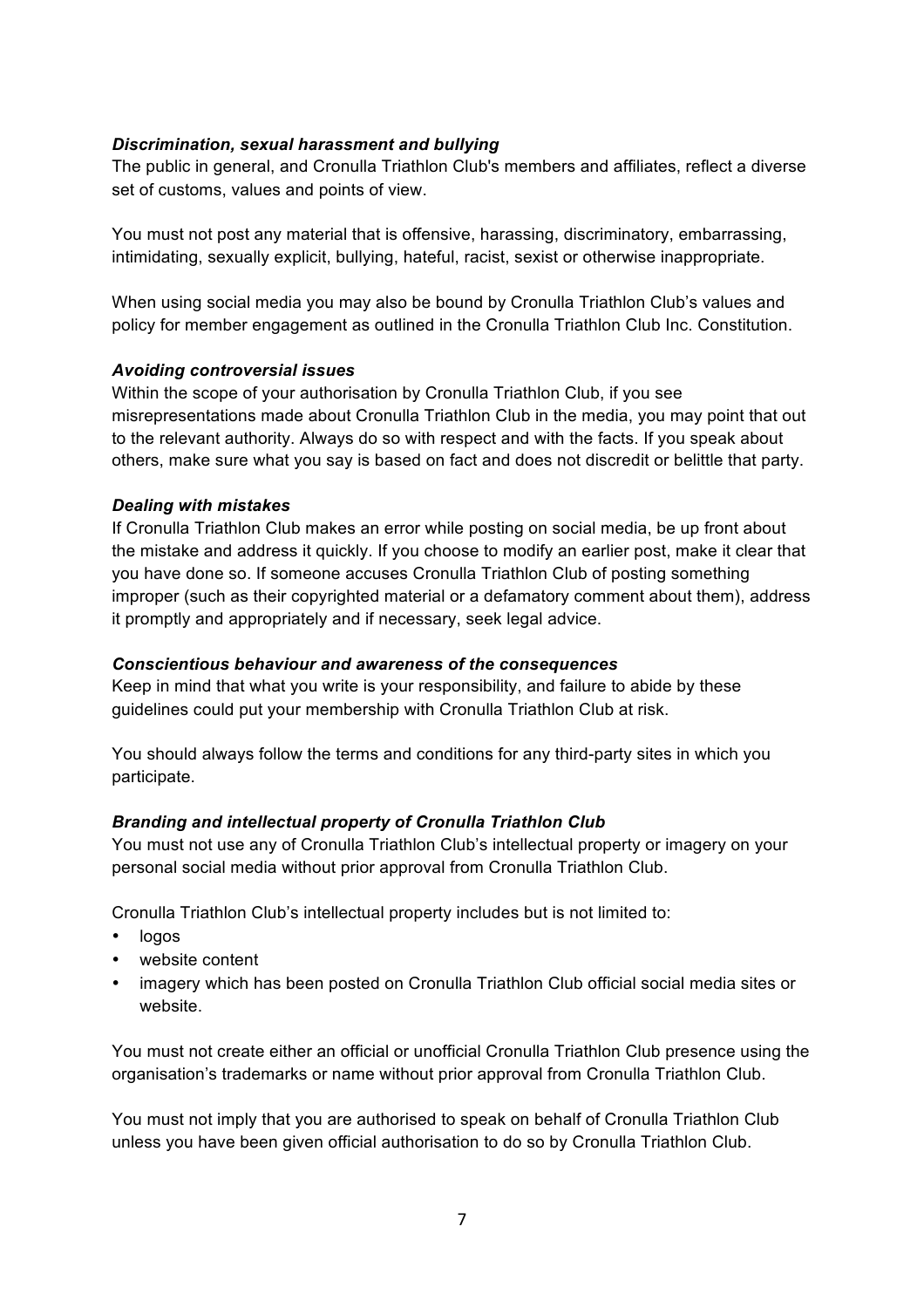***Discrimination, sexual harassment and bullying***

The public in general, and Cronulla Triathlon Club's members and affiliates, reflect a diverse set of customs, values and points of view.

You must not post any material that is offensive, harassing, discriminatory, embarrassing, intimidating, sexually explicit, bullying, hateful, racist, sexist or otherwise inappropriate.

When using social media you may also be bound by Cronulla Triathlon Club's values and policy for member engagement as outlined in the Cronulla Triathlon Club Inc. Constitution.

***Avoiding controversial issues***

Within the scope of your authorisation by Cronulla Triathlon Club, if you see misrepresentations made about Cronulla Triathlon Club in the media, you may point that out to the relevant authority. Always do so with respect and with the facts. If you speak about others, make sure what you say is based on fact and does not discredit or belittle that party.

***Dealing with mistakes***

If Cronulla Triathlon Club makes an error while posting on social media, be up front about the mistake and address it quickly. If you choose to modify an earlier post, make it clear that you have done so. If someone accuses Cronulla Triathlon Club of posting something improper (such as their copyrighted material or a defamatory comment about them), address it promptly and appropriately and if necessary, seek legal advice.

***Conscientious behaviour and awareness of the consequences***

Keep in mind that what you write is your responsibility, and failure to abide by these guidelines could put your membership with Cronulla Triathlon Club at risk.

You should always follow the terms and conditions for any third-party sites in which you participate.

***Branding and intellectual property of Cronulla Triathlon Club***

You must not use any of Cronulla Triathlon Club's intellectual property or imagery on your personal social media without prior approval from Cronulla Triathlon Club.

Cronulla Triathlon Club's intellectual property includes but is not limited to:

- logos
- website content
- imagery which has been posted on Cronulla Triathlon Club official social media sites or website.

You must not create either an official or unofficial Cronulla Triathlon Club presence using the organisation's trademarks or name without prior approval from Cronulla Triathlon Club.

You must not imply that you are authorised to speak on behalf of Cronulla Triathlon Club unless you have been given official authorisation to do so by Cronulla Triathlon Club.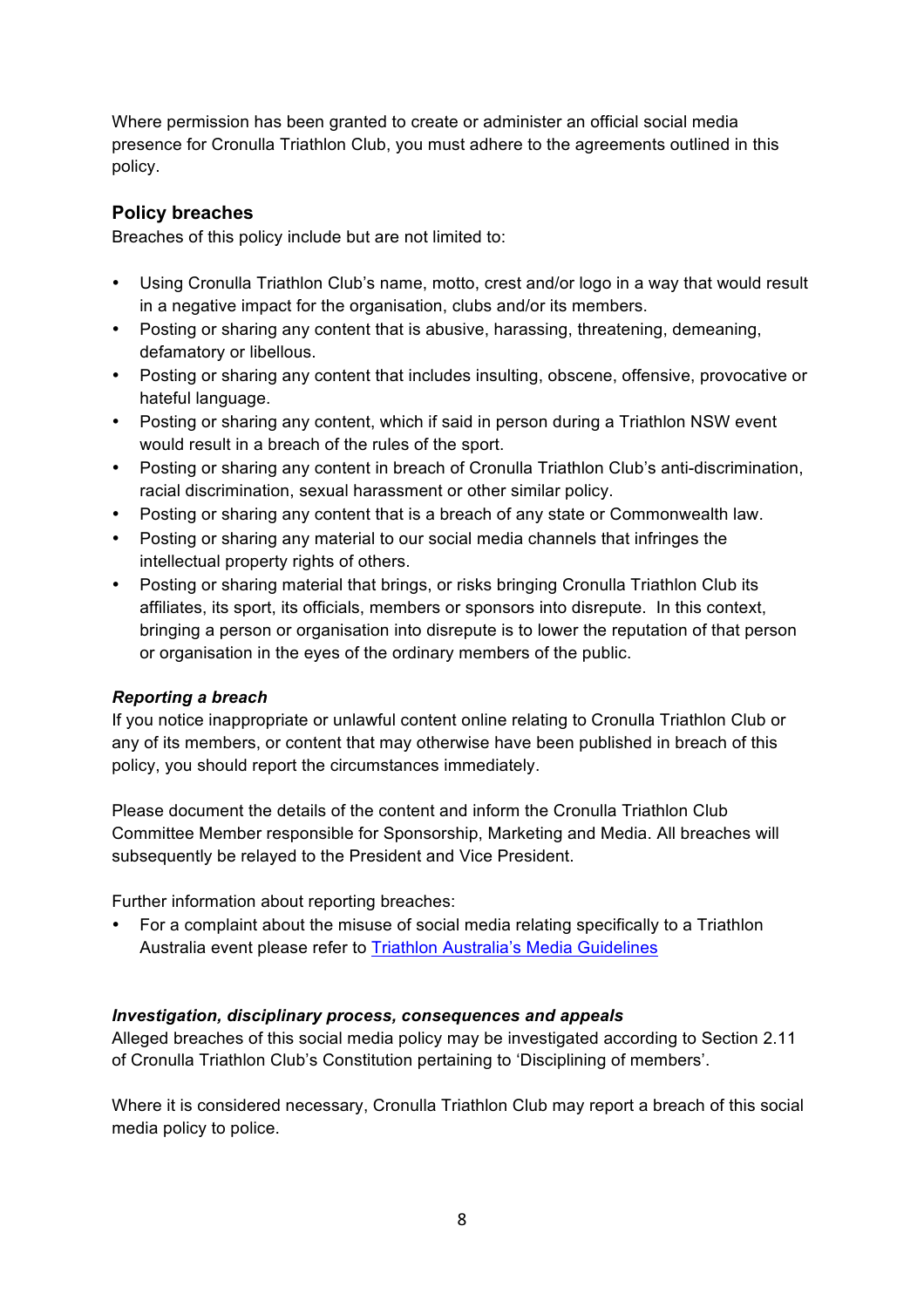Where permission has been granted to create or administer an official social media presence for Cronulla Triathlon Club, you must adhere to the agreements outlined in this policy.

## Policy breaches

Breaches of this policy include but are not limited to:

- Using Cronulla Triathlon Club's name, motto, crest and/or logo in a way that would result in a negative impact for the organisation, clubs and/or its members.
- Posting or sharing any content that is abusive, harassing, threatening, demeaning, defamatory or libellous.
- Posting or sharing any content that includes insulting, obscene, offensive, provocative or hateful language.
- Posting or sharing any content, which if said in person during a Triathlon NSW event would result in a breach of the rules of the sport.
- Posting or sharing any content in breach of Cronulla Triathlon Club's anti-discrimination, racial discrimination, sexual harassment or other similar policy.
- Posting or sharing any content that is a breach of any state or Commonwealth law.
- Posting or sharing any material to our social media channels that infringes the intellectual property rights of others.
- Posting or sharing material that brings, or risks bringing Cronulla Triathlon Club its affiliates, its sport, its officials, members or sponsors into disrepute. In this context, bringing a person or organisation into disrepute is to lower the reputation of that person or organisation in the eyes of the ordinary members of the public.

### *Reporting a breach*

If you notice inappropriate or unlawful content online relating to Cronulla Triathlon Club or any of its members, or content that may otherwise have been published in breach of this policy, you should report the circumstances immediately.

Please document the details of the content and inform the Cronulla Triathlon Club Committee Member responsible for Sponsorship, Marketing and Media. All breaches will subsequently be relayed to the President and Vice President.

Further information about reporting breaches:

- For a complaint about the misuse of social media relating specifically to a Triathlon Australia event please refer to Triathlon Australia's Media Guidelines

### *Investigation, disciplinary process, consequences and appeals*

Alleged breaches of this social media policy may be investigated according to Section 2.11 of Cronulla Triathlon Club's Constitution pertaining to 'Disciplining of members'.

Where it is considered necessary, Cronulla Triathlon Club may report a breach of this social media policy to police.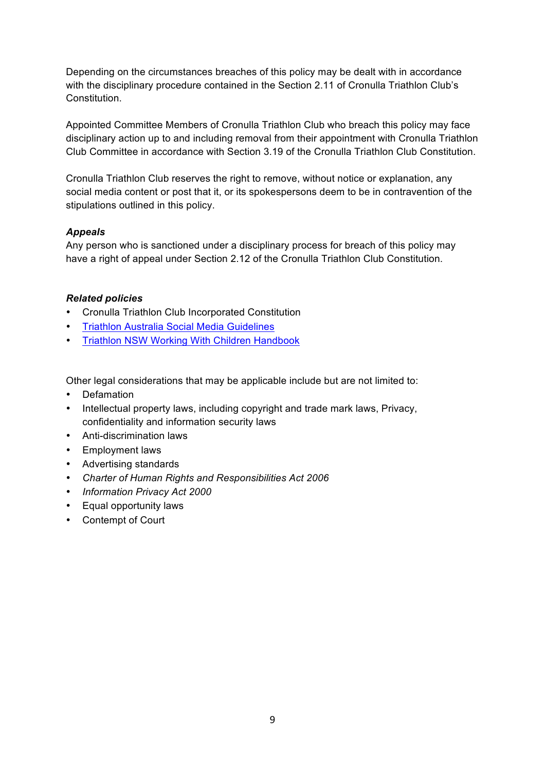Depending on the circumstances breaches of this policy may be dealt with in accordance with the disciplinary procedure contained in the Section 2.11 of Cronulla Triathlon Club's Constitution.

Appointed Committee Members of Cronulla Triathlon Club who breach this policy may face disciplinary action up to and including removal from their appointment with Cronulla Triathlon Club Committee in accordance with Section 3.19 of the Cronulla Triathlon Club Constitution.

Cronulla Triathlon Club reserves the right to remove, without notice or explanation, any social media content or post that it, or its spokespersons deem to be in contravention of the stipulations outlined in this policy.

***Appeals***

Any person who is sanctioned under a disciplinary process for breach of this policy may have a right of appeal under Section 2.12 of the Cronulla Triathlon Club Constitution.

***Related policies***

- Cronulla Triathlon Club Incorporated Constitution
- Triathlon Australia Social Media Guidelines
- Triathlon NSW Working With Children Handbook

Other legal considerations that may be applicable include but are not limited to:

- Defamation
- Intellectual property laws, including copyright and trade mark laws, Privacy, confidentiality and information security laws
- Anti-discrimination laws
- Employment laws
- Advertising standards
- *Charter of Human Rights and Responsibilities Act 2006*
- *Information Privacy Act 2000*
- Equal opportunity laws
- Contempt of Court